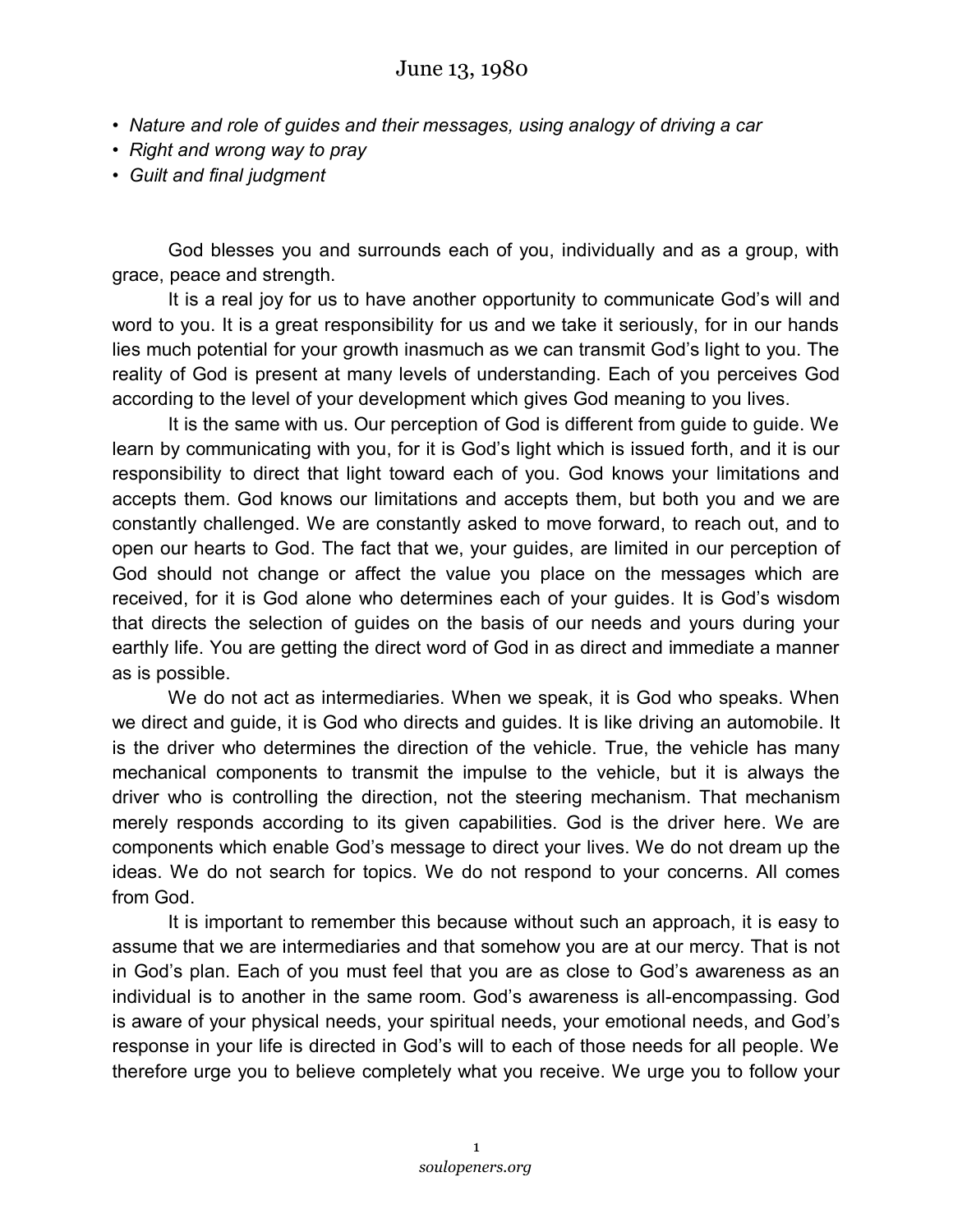# June 13, 1980

- *Nature and role of guides and their messages, using analogy of driving a car*
- *Right and wrong way to pray*
- *Guilt and final judgment*

God blesses you and surrounds each of you, individually and as a group, with grace, peace and strength.

It is a real joy for us to have another opportunity to communicate God's will and word to you. It is a great responsibility for us and we take it seriously, for in our hands lies much potential for your growth inasmuch as we can transmit God's light to you. The reality of God is present at many levels of understanding. Each of you perceives God according to the level of your development which gives God meaning to you lives.

It is the same with us. Our perception of God is different from guide to guide. We learn by communicating with you, for it is God's light which is issued forth, and it is our responsibility to direct that light toward each of you. God knows your limitations and accepts them. God knows our limitations and accepts them, but both you and we are constantly challenged. We are constantly asked to move forward, to reach out, and to open our hearts to God. The fact that we, your guides, are limited in our perception of God should not change or affect the value you place on the messages which are received, for it is God alone who determines each of your guides. It is God's wisdom that directs the selection of guides on the basis of our needs and yours during your earthly life. You are getting the direct word of God in as direct and immediate a manner as is possible.

We do not act as intermediaries. When we speak, it is God who speaks. When we direct and guide, it is God who directs and guides. It is like driving an automobile. It is the driver who determines the direction of the vehicle. True, the vehicle has many mechanical components to transmit the impulse to the vehicle, but it is always the driver who is controlling the direction, not the steering mechanism. That mechanism merely responds according to its given capabilities. God is the driver here. We are components which enable God's message to direct your lives. We do not dream up the ideas. We do not search for topics. We do not respond to your concerns. All comes from God.

It is important to remember this because without such an approach, it is easy to assume that we are intermediaries and that somehow you are at our mercy. That is not in God's plan. Each of you must feel that you are as close to God's awareness as an individual is to another in the same room. God's awareness is all-encompassing. God is aware of your physical needs, your spiritual needs, your emotional needs, and God's response in your life is directed in God's will to each of those needs for all people. We therefore urge you to believe completely what you receive. We urge you to follow your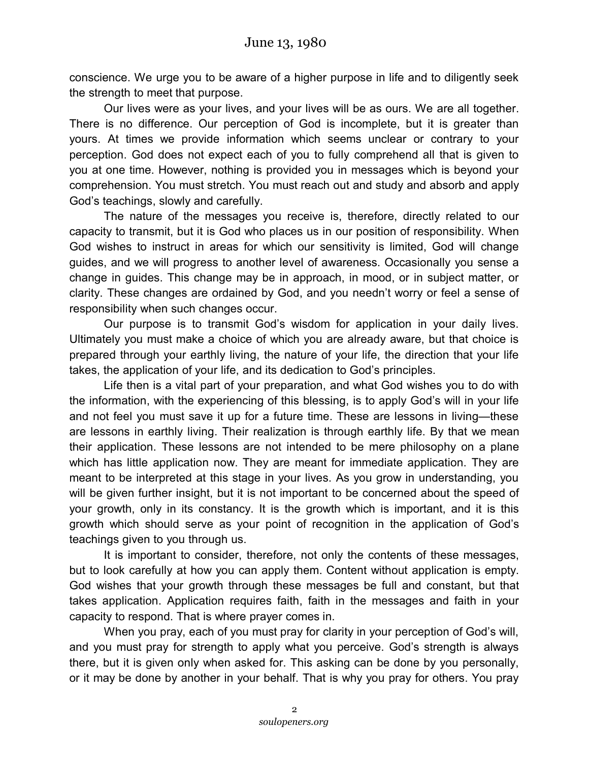conscience. We urge you to be aware of a higher purpose in life and to diligently seek the strength to meet that purpose.

Our lives were as your lives, and your lives will be as ours. We are all together. There is no difference. Our perception of God is incomplete, but it is greater than yours. At times we provide information which seems unclear or contrary to your perception. God does not expect each of you to fully comprehend all that is given to you at one time. However, nothing is provided you in messages which is beyond your comprehension. You must stretch. You must reach out and study and absorb and apply God's teachings, slowly and carefully.

The nature of the messages you receive is, therefore, directly related to our capacity to transmit, but it is God who places us in our position of responsibility. When God wishes to instruct in areas for which our sensitivity is limited, God will change guides, and we will progress to another level of awareness. Occasionally you sense a change in guides. This change may be in approach, in mood, or in subject matter, or clarity. These changes are ordained by God, and you needn't worry or feel a sense of responsibility when such changes occur.

Our purpose is to transmit God's wisdom for application in your daily lives. Ultimately you must make a choice of which you are already aware, but that choice is prepared through your earthly living, the nature of your life, the direction that your life takes, the application of your life, and its dedication to God's principles.

Life then is a vital part of your preparation, and what God wishes you to do with the information, with the experiencing of this blessing, is to apply God's will in your life and not feel you must save it up for a future time. These are lessons in living—these are lessons in earthly living. Their realization is through earthly life. By that we mean their application. These lessons are not intended to be mere philosophy on a plane which has little application now. They are meant for immediate application. They are meant to be interpreted at this stage in your lives. As you grow in understanding, you will be given further insight, but it is not important to be concerned about the speed of your growth, only in its constancy. It is the growth which is important, and it is this growth which should serve as your point of recognition in the application of God's teachings given to you through us.

It is important to consider, therefore, not only the contents of these messages, but to look carefully at how you can apply them. Content without application is empty. God wishes that your growth through these messages be full and constant, but that takes application. Application requires faith, faith in the messages and faith in your capacity to respond. That is where prayer comes in.

When you pray, each of you must pray for clarity in your perception of God's will, and you must pray for strength to apply what you perceive. God's strength is always there, but it is given only when asked for. This asking can be done by you personally, or it may be done by another in your behalf. That is why you pray for others. You pray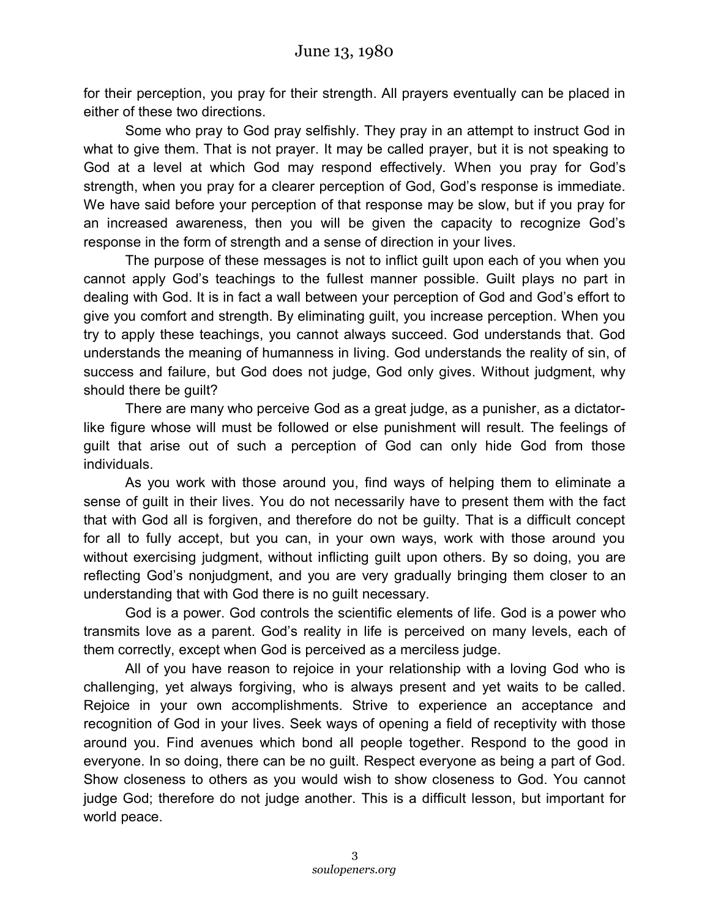for their perception, you pray for their strength. All prayers eventually can be placed in either of these two directions.

Some who pray to God pray selfishly. They pray in an attempt to instruct God in what to give them. That is not prayer. It may be called prayer, but it is not speaking to God at a level at which God may respond effectively. When you pray for God's strength, when you pray for a clearer perception of God, God's response is immediate. We have said before your perception of that response may be slow, but if you pray for an increased awareness, then you will be given the capacity to recognize God's response in the form of strength and a sense of direction in your lives.

The purpose of these messages is not to inflict guilt upon each of you when you cannot apply God's teachings to the fullest manner possible. Guilt plays no part in dealing with God. It is in fact a wall between your perception of God and God's effort to give you comfort and strength. By eliminating guilt, you increase perception. When you try to apply these teachings, you cannot always succeed. God understands that. God understands the meaning of humanness in living. God understands the reality of sin, of success and failure, but God does not judge, God only gives. Without judgment, why should there be guilt?

There are many who perceive God as a great judge, as a punisher, as a dictator-like figure whose will must be followed or else punishment will result. The feelings of guilt that arise out of such a perception of God can only hide God from those individuals.

As you work with those around you, find ways of helping them to eliminate a sense of guilt in their lives. You do not necessarily have to present them with the fact that with God all is forgiven, and therefore do not be guilty. That is a difficult concept for all to fully accept, but you can, in your own ways, work with those around you without exercising judgment, without inflicting guilt upon others. By so doing, you are reflecting God's nonjudgment, and you are very gradually bringing them closer to an understanding that with God there is no guilt necessary.

God is a power. God controls the scientific elements of life. God is a power who transmits love as a parent. God's reality in life is perceived on many levels, each of them correctly, except when God is perceived as a merciless judge.

All of you have reason to rejoice in your relationship with a loving God who is challenging, yet always forgiving, who is always present and yet waits to be called. Rejoice in your own accomplishments. Strive to experience an acceptance and recognition of God in your lives. Seek ways of opening a field of receptivity with those around you. Find avenues which bond all people together. Respond to the good in everyone. In so doing, there can be no guilt. Respect everyone as being a part of God. Show closeness to others as you would wish to show closeness to God. You cannot judge God; therefore do not judge another. This is a difficult lesson, but important for world peace.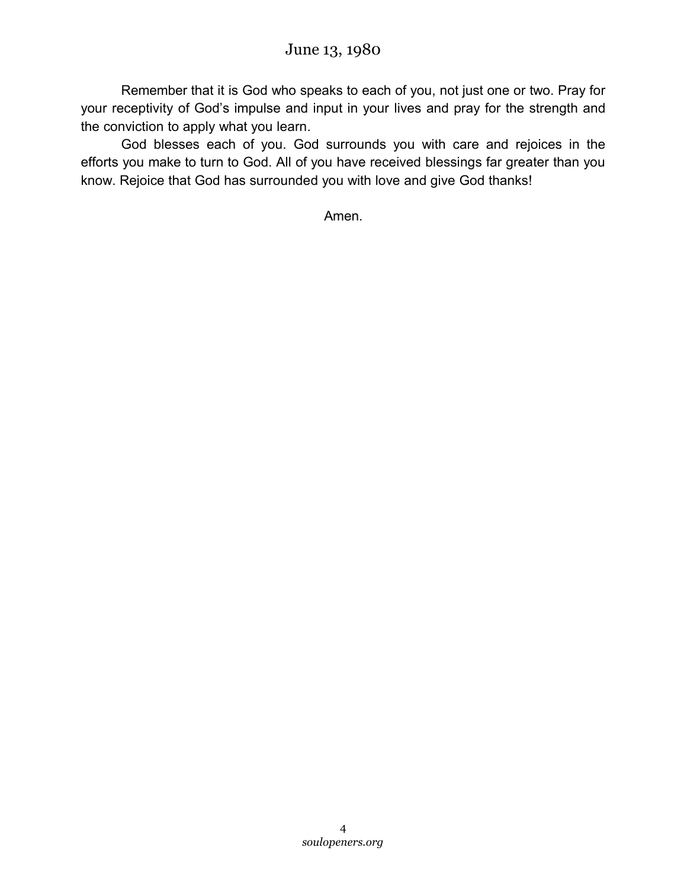Remember that it is God who speaks to each of you, not just one or two. Pray for your receptivity of God's impulse and input in your lives and pray for the strength and the conviction to apply what you learn.

God blesses each of you. God surrounds you with care and rejoices in the efforts you make to turn to God. All of you have received blessings far greater than you know. Rejoice that God has surrounded you with love and give God thanks!

Amen.